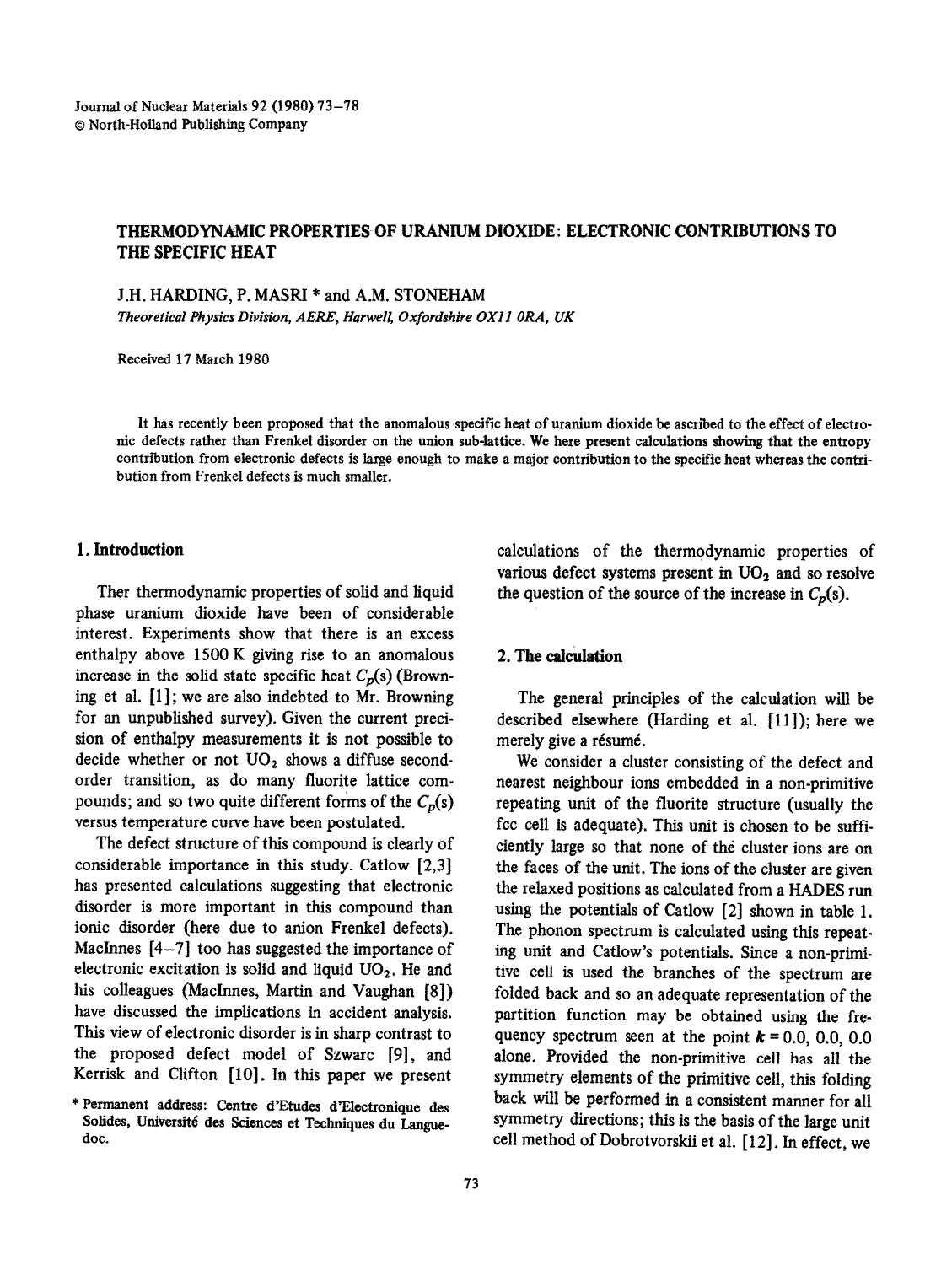# THERMODYNAMIC PROPERTIES OF URANIUM DIOXIDE: ELECTRONIC CONTRIBUTIONS TO THE SPECIFIC HEAT

J.H. HARDING, P. MASRI * and A.M. STONEHAM

*Theoretical Physics Division, AERE, Harwell, Oxfordshire OX11 0RA, UK*

Received 17 March 1980

It has recently been proposed that the anomalous specific heat of uranium dioxide be ascribed to the effect of electronic defects rather than Frenkel disorder on the union sub-lattice. We here present calculations showing that the entropy contribution from electronic defects is large enough to make a major contribution to the specific heat whereas the contribution from Frenkel defects is much smaller.

## 1. Introduction

Ther thermodynamic properties of solid and liquid phase uranium dioxide have been of considerable interest. Experiments show that there is an excess enthalpy above 1500 K giving rise to an anomalous increase in the solid state specific heat $C_p(s)$ (Browning et al. [1]; we are also indebted to Mr. Browning for an unpublished survey). Given the current precision of enthalpy measurements it is not possible to decide whether or not $UO_2$ shows a diffuse second-order transition, as do many fluorite lattice compounds; and so two quite different forms of the $C_p(s)$ versus temperature curve have been postulated.

The defect structure of this compound is clearly of considerable importance in this study. Catlow [2,3] has presented calculations suggesting that electronic disorder is more important in this compound than ionic disorder (here due to anion Frenkel defects). MacInnes [4–7] too has suggested the importance of electronic excitation is solid and liquid $UO_2$. He and his colleagues (MacInnes, Martin and Vaughan [8]) have discussed the implications in accident analysis. This view of electronic disorder is in sharp contrast to the proposed defect model of Szwarc [9], and Kerrisk and Clifton [10]. In this paper we present calculations of the thermodynamic properties of various defect systems present in $UO_2$ and so resolve the question of the source of the increase in $C_p(s)$.

## 2. The calculation

The general principles of the calculation will be described elsewhere (Harding et al. [11]); here we merely give a résumé.

We consider a cluster consisting of the defect and nearest neighbour ions embedded in a non-primitive repeating unit of the fluorite structure (usually the fcc cell is adequate). This unit is chosen to be sufficiently large so that none of the cluster ions are on the faces of the unit. The ions of the cluster are given the relaxed positions as calculated from a HADES run using the potentials of Catlow [2] shown in table 1. The phonon spectrum is calculated using this repeating unit and Catlow's potentials. Since a non-primitive cell is used the branches of the spectrum are folded back and so an adequate representation of the partition function may be obtained using the frequency spectrum seen at the point $\boldsymbol{k} = 0.0, 0.0, 0.0$ alone. Provided the non-primitive cell has all the symmetry elements of the primitive cell, this folding back will be performed in a consistent manner for all symmetry directions; this is the basis of the large unit cell method of Dobrotvorskii et al. [12]. In effect, we

\* Permanent address: Centre d'Etudes d'Electronique des Solides, Université des Sciences et Techniques du Languedoc.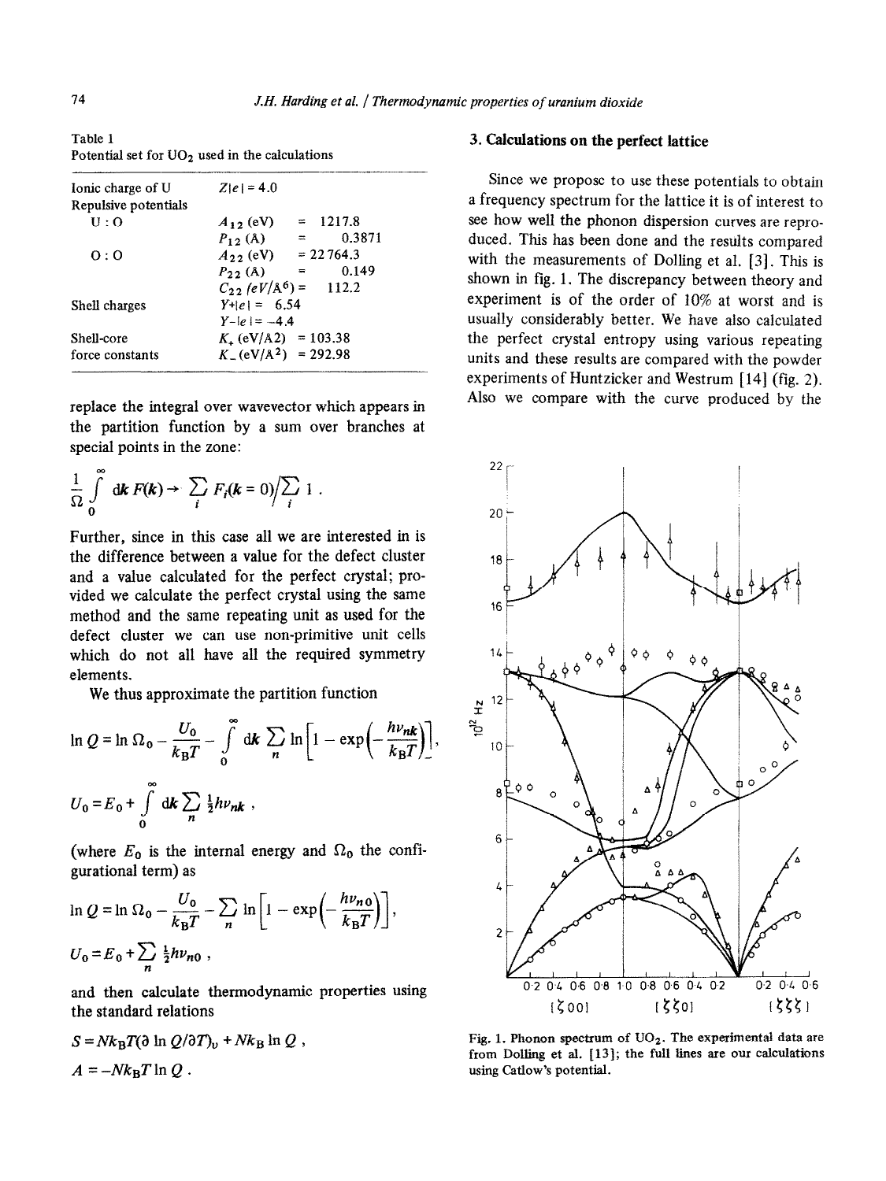Table 1
Potential set for $UO_2$ used in the calculations

| | | |
|---|---|---|
| Ionic charge of U | $Z\|e\| = 4.0$ | |
| Repulsive potentials | | |
| U : O | $A_{12}$ (eV) | = 1217.8 |
| | $P_{12}$ (A) | = 0.3871 |
| O : O | $A_{22}$ (eV) | = 22 764.3 |
| | $P_{22}$ (A) | = 0.149 |
| | $C_{22}$ (eV/Å$^6$) | = 112.2 |
| Shell charges | $Y_+\|e\| = 6.54$ | |
| | $Y_-\|e\| = -4.4$ | |
| Shell-core | $K_+$ (eV/A2) | = 103.38 |
| force constants | $K_-$ (eV/A$^2$) | = 292.98 |

replace the integral over wavevector which appears in the partition function by a sum over branches at special points in the zone:

$$\frac{1}{\Omega}\int_0^\infty \mathrm{d}\boldsymbol{k}\, F(\boldsymbol{k}) \rightarrow \sum_i F_i(\boldsymbol{k}=0) \Big/ \sum_i 1 \, .$$

Further, since in this case all we are interested in is the difference between a value for the defect cluster and a value calculated for the perfect crystal; provided we calculate the perfect crystal using the same method and the same repeating unit as used for the defect cluster we can use non-primitive unit cells which do not all have all the required symmetry elements.

We thus approximate the partition function

$$\ln Q = \ln \Omega_0 - \frac{U_0}{k_\mathrm{B}T} - \int_0^\infty \mathrm{d}\boldsymbol{k} \sum_n \ln\left[1 - \exp\left(-\frac{h\nu_{n\boldsymbol{k}}}{k_\mathrm{B}T}\right)\right],$$

$$U_0 = E_0 + \int_0^\infty \mathrm{d}\boldsymbol{k} \sum_n \tfrac{1}{2} h\nu_{n\boldsymbol{k}} \, ,$$

(where $E_0$ is the internal energy and $\Omega_0$ the configurational term) as

$$\ln Q = \ln \Omega_0 - \frac{U_0}{k_\mathrm{B}T} - \sum_n \ln\left[1 - \exp\left(-\frac{h\nu_{n0}}{k_\mathrm{B}T}\right)\right],$$

$$U_0 = E_0 + \sum_n \tfrac{1}{2} h\nu_{n0} \, ,$$

and then calculate thermodynamic properties using the standard relations

$$S = Nk_\mathrm{B}T(\partial \ln Q/\partial T)_v + Nk_\mathrm{B} \ln Q \, ,$$

$$A = -Nk_\mathrm{B}T \ln Q \, .$$

## 3. Calculations on the perfect lattice

Since we propose to use these potentials to obtain a frequency spectrum for the lattice it is of interest to see how well the phonon dispersion curves are reproduced. This has been done and the results compared with the measurements of Dolling et al. [3]. This is shown in fig. 1. The discrepancy between theory and experiment is of the order of 10% at worst and is usually considerably better. We have also calculated the perfect crystal entropy using various repeating units and these results are compared with the powder experiments of Huntzicker and Westrum [14] (fig. 2). Also we compare with the curve produced by the

Fig. 1. Phonon spectrum of $UO_2$. The experimental data are from Dolling et al. [13]; the full lines are our calculations using Catlow's potential.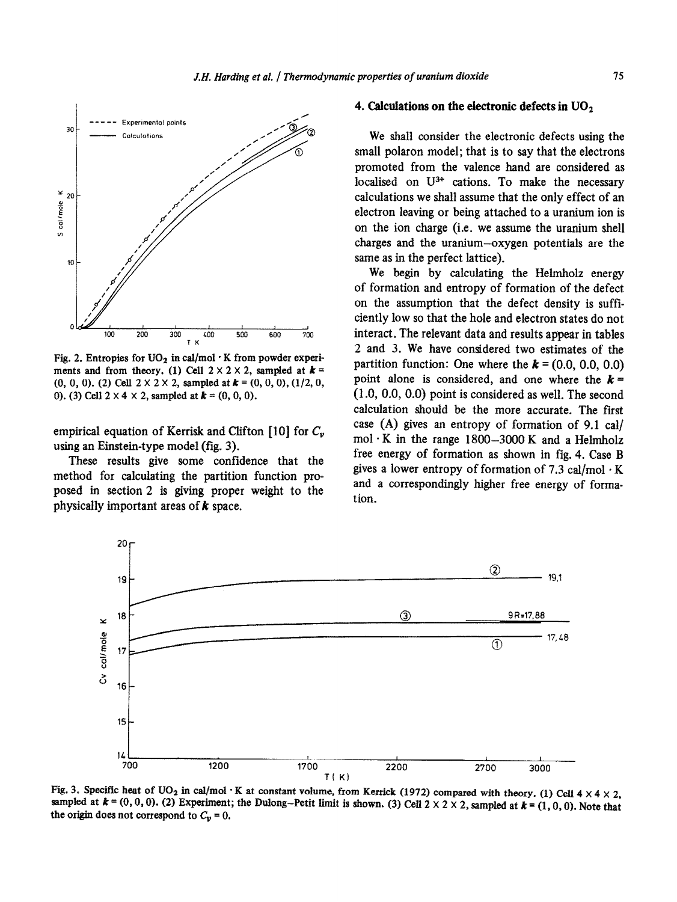Fig. 2. Entropies for $UO_2$ in cal/mol · K from powder experiments and from theory. (1) Cell 2 × 2 × 2, sampled at $\boldsymbol{k}$ = (0, 0, 0). (2) Cell 2 × 2 × 2, sampled at $\boldsymbol{k}$ = (0, 0, 0), (1/2, 0, 0). (3) Cell 2 × 4 × 2, sampled at $\boldsymbol{k}$ = (0, 0, 0).

empirical equation of Kerrisk and Clifton [10] for $C_v$ using an Einstein-type model (fig. 3).

These results give some confidence that the method for calculating the partition function proposed in section 2 is giving proper weight to the physically important areas of $\boldsymbol{k}$ space.

## 4. Calculations on the electronic defects in $UO_2$

We shall consider the electronic defects using the small polaron model; that is to say that the electrons promoted from the valence hand are considered as localised on $U^{3+}$ cations. To make the necessary calculations we shall assume that the only effect of an electron leaving or being attached to a uranium ion is on the ion charge (i.e. we assume the uranium shell charges and the uranium–oxygen potentials are the same as in the perfect lattice).

We begin by calculating the Helmholz energy of formation and entropy of formation of the defect on the assumption that the defect density is sufficiently low so that the hole and electron states do not interact. The relevant data and results appear in tables 2 and 3. We have considered two estimates of the partition function: One where the $\boldsymbol{k}$ = (0.0, 0.0, 0.0) point alone is considered, and one where the $\boldsymbol{k}$ = (1.0, 0.0, 0.0) point is considered as well. The second calculation should be the more accurate. The first case (A) gives an entropy of formation of 9.1 cal/mol · K in the range 1800–3000 K and a Helmholz free energy of formation as shown in fig. 4. Case B gives a lower entropy of formation of 7.3 cal/mol · K and a correspondingly higher free energy of formation.

Fig. 3. Specific heat of $UO_2$ in cal/mol · K at constant volume, from Kerrick (1972) compared with theory. (1) Cell 4 × 4 × 2, sampled at $\boldsymbol{k}$ = (0, 0, 0). (2) Experiment; the Dulong–Petit limit is shown. (3) Cell 2 × 2 × 2, sampled at $\boldsymbol{k}$ = (1, 0, 0). Note that the origin does not correspond to $C_v$ = 0.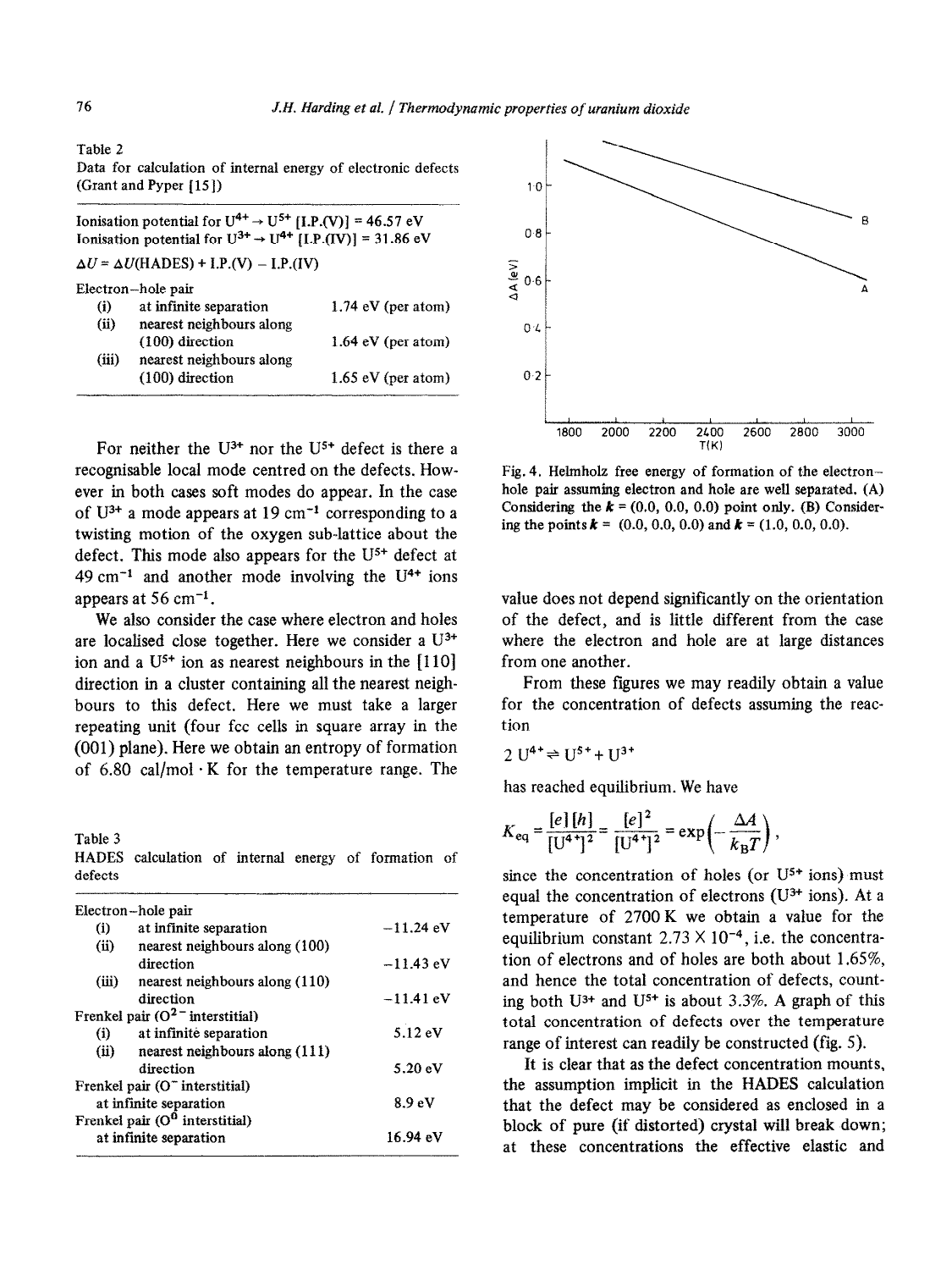Table 2
Data for calculation of internal energy of electronic defects (Grant and Pyper [15])

| | |
|---|---|
| Ionisation potential for $U^{4+} \rightarrow U^{5+}$ [I.P.(V)] = 46.57 eV | |
| Ionisation potential for $U^{3+} \rightarrow U^{4+}$ [I.P.(IV)] = 31.86 eV | |
| $\Delta U = \Delta U$(HADES) + I.P.(V) − I.P.(IV) | |
| Electron–hole pair | |
| (i) at infinite separation | 1.74 eV (per atom) |
| (ii) nearest neighbours along (100) direction | 1.64 eV (per atom) |
| (iii) nearest neighbours along (100) direction | 1.65 eV (per atom) |

For neither the $U^{3+}$ nor the $U^{5+}$ defect is there a recognisable local mode centred on the defects. However in both cases soft modes do appear. In the case of $U^{3+}$ a mode appears at 19 $cm^{-1}$ corresponding to a twisting motion of the oxygen sub-lattice about the defect. This mode also appears for the $U^{5+}$ defect at 49 $cm^{-1}$ and another mode involving the $U^{4+}$ ions appears at 56 $cm^{-1}$.

We also consider the case where electron and holes are localised close together. Here we consider a $U^{3+}$ ion and a $U^{5+}$ ion as nearest neighbours in the [110] direction in a cluster containing all the nearest neighbours to this defect. Here we must take a larger repeating unit (four fcc cells in square array in the (001) plane). Here we obtain an entropy of formation of 6.80 cal/mol · K for the temperature range. The value does not depend significantly on the orientation of the defect, and is little different from the case where the electron and hole are at large distances from one another.

Table 3
HADES calculation of internal energy of formation of defects

| | |
|---|---|
| Electron–hole pair | |
| (i) at infinite separation | −11.24 eV |
| (ii) nearest neighbours along (100) direction | −11.43 eV |
| (iii) nearest neighbours along (110) direction | −11.41 eV |
| Frenkel pair ($O^{2-}$ interstitial) | |
| (i) at infinite separation | 5.12 eV |
| (ii) nearest neighbours along (111) direction | 5.20 eV |
| Frenkel pair ($O^{-}$ interstitial) at infinite separation | 8.9 eV |
| Frenkel pair ($O^{0}$ interstitial) at infinite separation | 16.94 eV |

Fig. 4. Helmholz free energy of formation of the electron–hole pair assuming electron and hole are well separated. (A) Considering the $\boldsymbol{k}$ = (0.0, 0.0, 0.0) point only. (B) Considering the points $\boldsymbol{k}$ = (0.0, 0.0, 0.0) and $\boldsymbol{k}$ = (1.0, 0.0, 0.0).

From these figures we may readily obtain a value for the concentration of defects assuming the reaction

$$2\,U^{4+} \rightleftharpoons U^{5+} + U^{3+}$$

has reached equilibrium. We have

$$K_{eq} = \frac{[e][h]}{[U^{4+}]^2} = \frac{[e]^2}{[U^{4+}]^2} = \exp\left(-\frac{\Delta A}{k_B T}\right),$$

since the concentration of holes (or $U^{5+}$ ions) must equal the concentration of electrons ($U^{3+}$ ions). At a temperature of 2700 K we obtain a value for the equilibrium constant $2.73 \times 10^{-4}$, i.e. the concentration of electrons and of holes are both about 1.65%, and hence the total concentration of defects, counting both $U^{3+}$ and $U^{5+}$ is about 3.3%. A graph of this total concentration of defects over the temperature range of interest can readily be constructed (fig. 5).

It is clear that as the defect concentration mounts, the assumption implicit in the HADES calculation that the defect may be considered as enclosed in a block of pure (if distorted) crystal will break down; at these concentrations the effective elastic and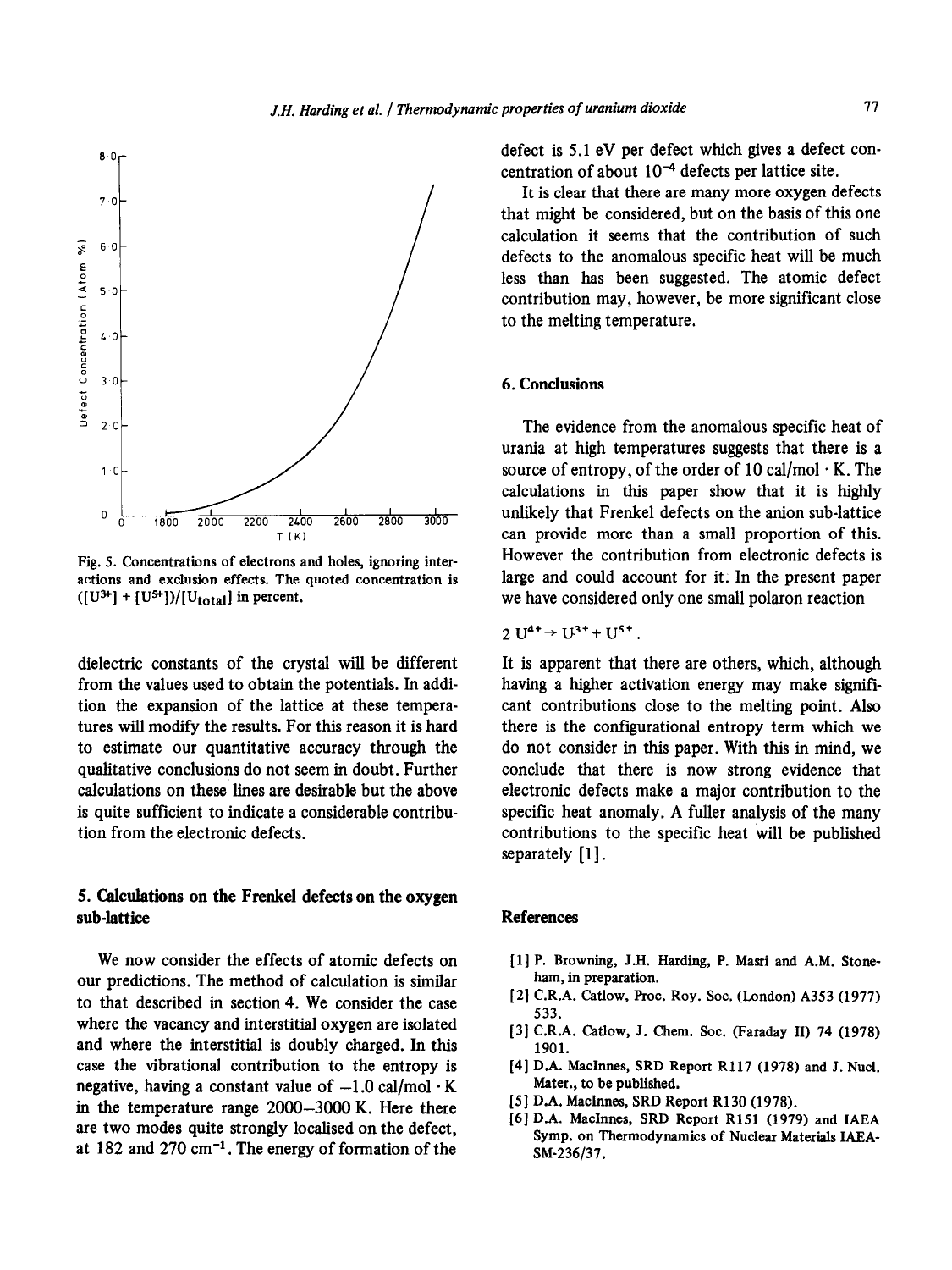Fig. 5. Concentrations of electrons and holes, ignoring interactions and exclusion effects. The quoted concentration is $([U^{3+}] + [U^{5+}])/[U_{total}]$ in percent.

dielectric constants of the crystal will be different from the values used to obtain the potentials. In addition the expansion of the lattice at these temperatures will modify the results. For this reason it is hard to estimate our quantitative accuracy through the qualitative conclusions do not seem in doubt. Further calculations on these lines are desirable but the above is quite sufficient to indicate a considerable contribution from the electronic defects.

## 5. Calculations on the Frenkel defects on the oxygen sub-lattice

We now consider the effects of atomic defects on our predictions. The method of calculation is similar to that described in section 4. We consider the case where the vacancy and interstitial oxygen are isolated and where the interstitial is doubly charged. In this case the vibrational contribution to the entropy is negative, having a constant value of $-1.0$ cal/mol · K in the temperature range 2000–3000 K. Here there are two modes quite strongly localised on the defect, at 182 and 270 $cm^{-1}$. The energy of formation of the defect is 5.1 eV per defect which gives a defect concentration of about $10^{-4}$ defects per lattice site.

It is clear that there are many more oxygen defects that might be considered, but on the basis of this one calculation it seems that the contribution of such defects to the anomalous specific heat will be much less than has been suggested. The atomic defect contribution may, however, be more significant close to the melting temperature.

## 6. Conclusions

The evidence from the anomalous specific heat of urania at high temperatures suggests that there is a source of entropy, of the order of 10 cal/mol · K. The calculations in this paper show that it is highly unlikely that Frenkel defects on the anion sub-lattice can provide more than a small proportion of this. However the contribution from electronic defects is large and could account for it. In the present paper we have considered only one small polaron reaction

$$2\,U^{4+} \rightarrow U^{3+} + U^{5+}.$$

It is apparent that there are others, which, although having a higher activation energy may make significant contributions close to the melting point. Also there is the configurational entropy term which we do not consider in this paper. With this in mind, we conclude that there is now strong evidence that electronic defects make a major contribution to the specific heat anomaly. A fuller analysis of the many contributions to the specific heat will be published separately [1].

## References

[1] P. Browning, J.H. Harding, P. Masri and A.M. Stoneham, in preparation.

[2] C.R.A. Catlow, Proc. Roy. Soc. (London) A353 (1977) 533.

[3] C.R.A. Catlow, J. Chem. Soc. (Faraday II) 74 (1978) 1901.

[4] D.A. MacInnes, SRD Report R117 (1978) and J. Nucl. Mater., to be published.

[5] D.A. MacInnes, SRD Report R130 (1978).

[6] D.A. MacInnes, SRD Report R151 (1979) and IAEA Symp. on Thermodynamics of Nuclear Materials IAEA-SM-236/37.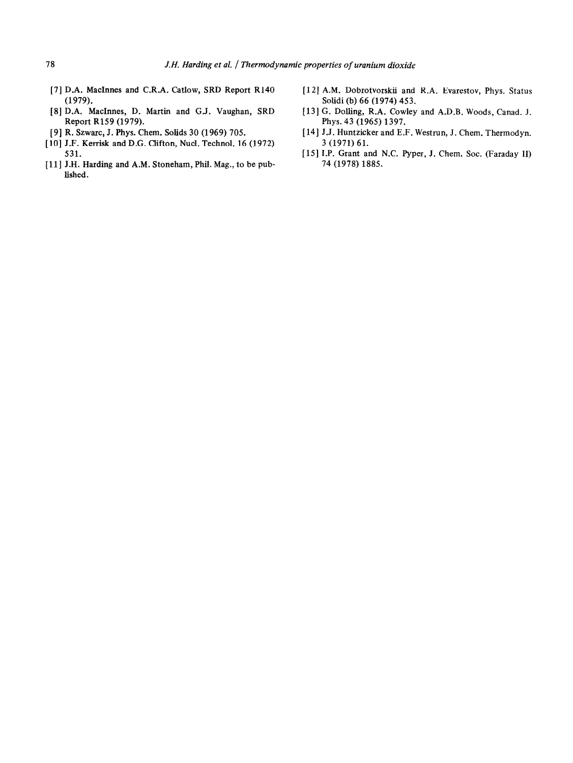[7] D.A. MacInnes and C.R.A. Catlow, SRD Report R140 (1979).

[8] D.A. MacInnes, D. Martin and G.J. Vaughan, SRD Report R159 (1979).

[9] R. Szwarc, J. Phys. Chem. Solids 30 (1969) 705.

[10] J.F. Kerrisk and D.G. Clifton, Nucl. Technol. 16 (1972) 531.

[11] J.H. Harding and A.M. Stoneham, Phil. Mag., to be published.

[12] A.M. Dobrotvorskii and R.A. Evarestov, Phys. Status Solidi (b) 66 (1974) 453.

[13] G. Dolling, R.A. Cowley and A.D.B. Woods, Canad. J. Phys. 43 (1965) 1397.

[14] J.J. Huntzicker and E.F. Westrun, J. Chem. Thermodyn. 3 (1971) 61.

[15] I.P. Grant and N.C. Pyper, J. Chem. Soc. (Faraday II) 74 (1978) 1885.